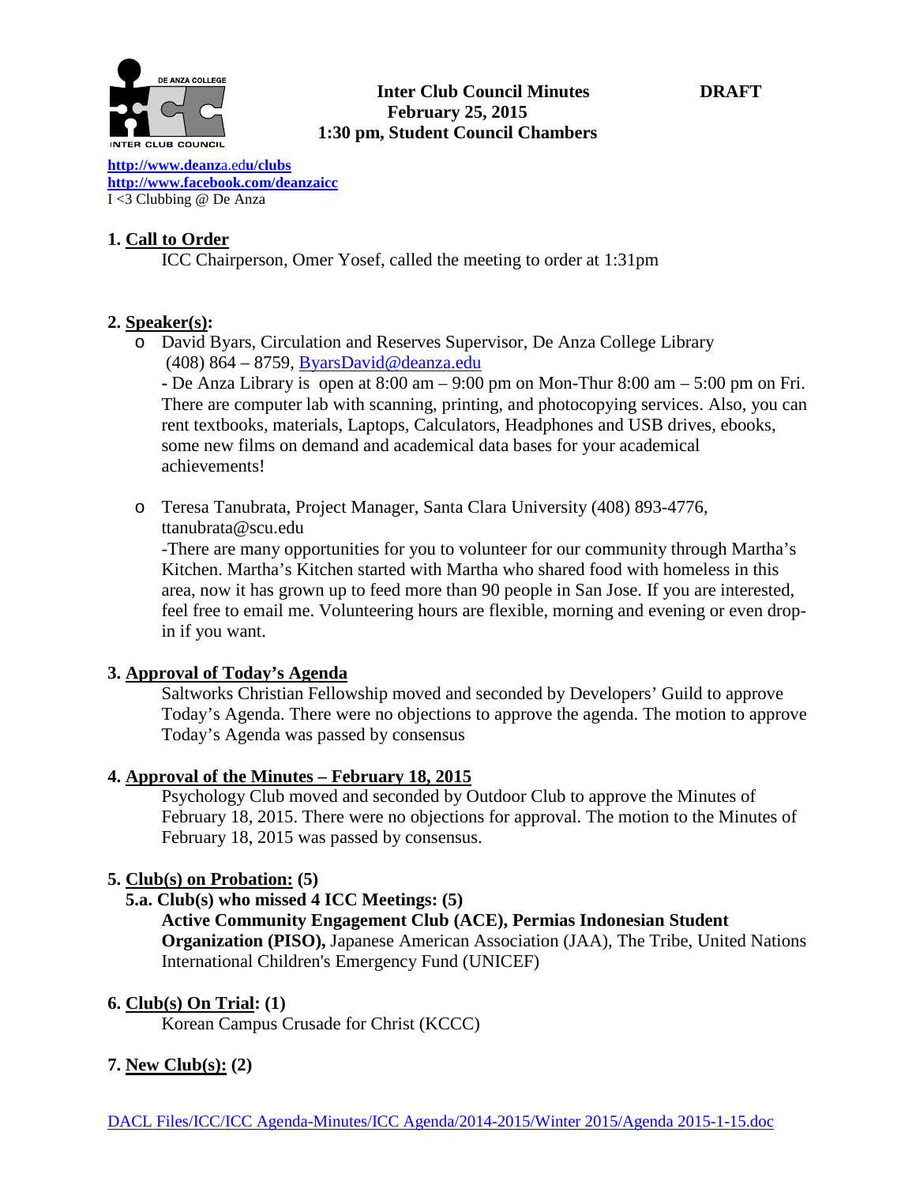**Inter Club Council Minutes** **DRAFT**
**February 25, 2015**
**1:30 pm, Student Council Chambers**

http://www.deanza.edu/clubs
http://www.facebook.com/deanzaicc
I <3 Clubbing @ De Anza

## 1. Call to Order

ICC Chairperson, Omer Yosef, called the meeting to order at 1:31pm

## 2. Speaker(s):

- David Byars, Circulation and Reserves Supervisor, De Anza College Library (408) 864 – 8759, ByarsDavid@deanza.edu
  - De Anza Library is open at 8:00 am – 9:00 pm on Mon-Thur 8:00 am – 5:00 pm on Fri. There are computer lab with scanning, printing, and photocopying services. Also, you can rent textbooks, materials, Laptops, Calculators, Headphones and USB drives, ebooks, some new films on demand and academical data bases for your academical achievements!

- Teresa Tanubrata, Project Manager, Santa Clara University (408) 893-4776, ttanubrata@scu.edu
  -There are many opportunities for you to volunteer for our community through Martha's Kitchen. Martha's Kitchen started with Martha who shared food with homeless in this area, now it has grown up to feed more than 90 people in San Jose. If you are interested, feel free to email me. Volunteering hours are flexible, morning and evening or even drop-in if you want.

## 3. Approval of Today's Agenda

Saltworks Christian Fellowship moved and seconded by Developers' Guild to approve Today's Agenda. There were no objections to approve the agenda. The motion to approve Today's Agenda was passed by consensus

## 4. Approval of the Minutes – February 18, 2015

Psychology Club moved and seconded by Outdoor Club to approve the Minutes of February 18, 2015. There were no objections for approval. The motion to the Minutes of February 18, 2015 was passed by consensus.

## 5. Club(s) on Probation: (5)

### 5.a. Club(s) who missed 4 ICC Meetings: (5)

**Active Community Engagement Club (ACE), Permias Indonesian Student Organization (PISO),** Japanese American Association (JAA), The Tribe, United Nations International Children's Emergency Fund (UNICEF)

## 6. Club(s) On Trial: (1)

Korean Campus Crusade for Christ (KCCC)

## 7. New Club(s): (2)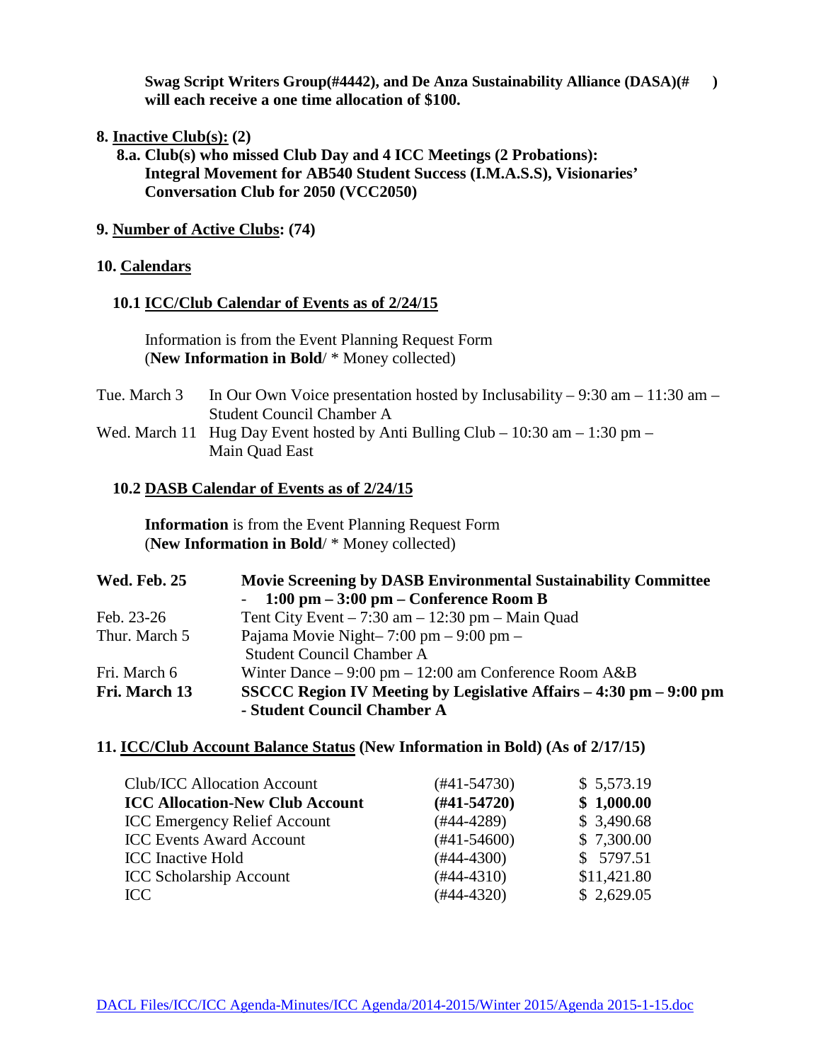**Swag Script Writers Group(#4442), and De Anza Sustainability Alliance (DASA)(#      ) will each receive a one time allocation of $100.**

**8. <u>Inactive Club(s):</u> (2)**

**8.a. Club(s) who missed Club Day and 4 ICC Meetings (2 Probations): Integral Movement for AB540 Student Success (I.M.A.S.S), Visionaries' Conversation Club for 2050 (VCC2050)**

**9. <u>Number of Active Clubs</u>: (74)**

**10. <u>Calendars</u>**

**10.1 <u>ICC/Club Calendar of Events as of 2/24/15</u>**

Information is from the Event Planning Request Form
(**New Information in Bold**/ * Money collected)

| | |
|---|---|
| Tue. March 3 | In Our Own Voice presentation hosted by Inclusability – 9:30 am – 11:30 am – Student Council Chamber A |
| Wed. March 11 | Hug Day Event hosted by Anti Bulling Club – 10:30 am – 1:30 pm – Main Quad East |

**10.2 <u>DASB Calendar of Events as of 2/24/15</u>**

**Information** is from the Event Planning Request Form
(**New Information in Bold**/ * Money collected)

| | |
|---|---|
| **Wed. Feb. 25** | **Movie Screening by DASB Environmental Sustainability Committee - 1:00 pm – 3:00 pm – Conference Room B** |
| Feb. 23-26 | Tent City Event – 7:30 am – 12:30 pm – Main Quad |
| Thur. March 5 | Pajama Movie Night– 7:00 pm – 9:00 pm – Student Council Chamber A |
| Fri. March 6 | Winter Dance – 9:00 pm – 12:00 am Conference Room A&B |
| **Fri. March 13** | **SSCCC Region IV Meeting by Legislative Affairs – 4:30 pm – 9:00 pm - Student Council Chamber A** |

**11. <u>ICC/Club Account Balance Status</u> (New Information in Bold) (As of 2/17/15)**

| | | |
|---|---|---|
| Club/ICC Allocation Account | (#41-54730) | $ 5,573.19 |
| **ICC Allocation-New Club Account** | **(#41-54720)** | **$ 1,000.00** |
| ICC Emergency Relief Account | (#44-4289) | $ 3,490.68 |
| ICC Events Award Account | (#41-54600) | $ 7,300.00 |
| ICC Inactive Hold | (#44-4300) | $ 5797.51 |
| ICC Scholarship Account | (#44-4310) | $11,421.80 |
| ICC | (#44-4320) | $ 2,629.05 |

DACL Files/ICC/ICC Agenda-Minutes/ICC Agenda/2014-2015/Winter 2015/Agenda 2015-1-15.doc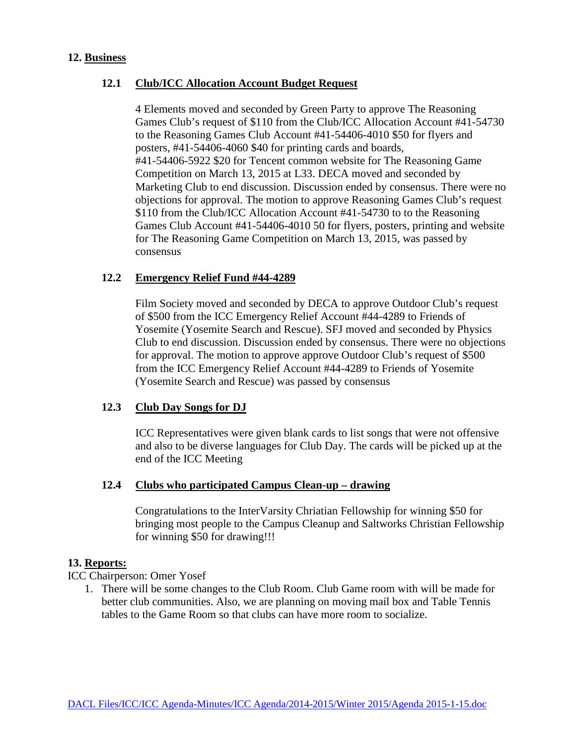## 12. Business

### 12.1 Club/ICC Allocation Account Budget Request

4 Elements moved and seconded by Green Party to approve The Reasoning Games Club's request of $110 from the Club/ICC Allocation Account #41-54730 to the Reasoning Games Club Account #41-54406-4010 $50 for flyers and posters, #41-54406-4060 $40 for printing cards and boards, #41-54406-5922 $20 for Tencent common website for The Reasoning Game Competition on March 13, 2015 at L33. DECA moved and seconded by Marketing Club to end discussion. Discussion ended by consensus. There were no objections for approval. The motion to approve Reasoning Games Club's request $110 from the Club/ICC Allocation Account #41-54730 to to the Reasoning Games Club Account #41-54406-4010 50 for flyers, posters, printing and website for The Reasoning Game Competition on March 13, 2015, was passed by consensus

### 12.2 Emergency Relief Fund #44-4289

Film Society moved and seconded by DECA to approve Outdoor Club's request of $500 from the ICC Emergency Relief Account #44-4289 to Friends of Yosemite (Yosemite Search and Rescue). SFJ moved and seconded by Physics Club to end discussion. Discussion ended by consensus. There were no objections for approval. The motion to approve approve Outdoor Club's request of $500 from the ICC Emergency Relief Account #44-4289 to Friends of Yosemite (Yosemite Search and Rescue) was passed by consensus

### 12.3 Club Day Songs for DJ

ICC Representatives were given blank cards to list songs that were not offensive and also to be diverse languages for Club Day. The cards will be picked up at the end of the ICC Meeting

### 12.4 Clubs who participated Campus Clean-up – drawing

Congratulations to the InterVarsity Chriatian Fellowship for winning $50 for bringing most people to the Campus Cleanup and Saltworks Christian Fellowship for winning $50 for drawing!!!

## 13. Reports:

ICC Chairperson: Omer Yosef

1. There will be some changes to the Club Room. Club Game room with will be made for better club communities. Also, we are planning on moving mail box and Table Tennis tables to the Game Room so that clubs can have more room to socialize.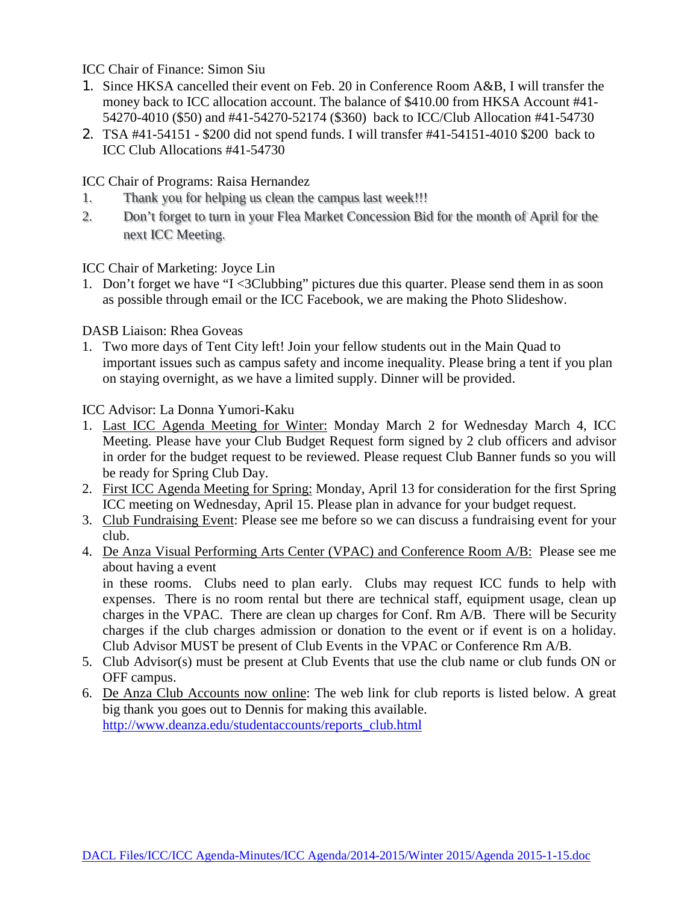ICC Chair of Finance: Simon Siu

1. Since HKSA cancelled their event on Feb. 20 in Conference Room A&B, I will transfer the money back to ICC allocation account. The balance of $410.00 from HKSA Account #41-54270-4010 ($50) and #41-54270-52174 ($360) back to ICC/Club Allocation #41-54730
2. TSA #41-54151 - $200 did not spend funds. I will transfer #41-54151-4010 $200 back to ICC Club Allocations #41-54730

ICC Chair of Programs: Raisa Hernandez

1. Thank you for helping us clean the campus last week!!!
2. Don't forget to turn in your Flea Market Concession Bid for the month of April for the next ICC Meeting.

ICC Chair of Marketing: Joyce Lin

1. Don't forget we have "I <3Clubbing" pictures due this quarter. Please send them in as soon as possible through email or the ICC Facebook, we are making the Photo Slideshow.

DASB Liaison: Rhea Goveas

1. Two more days of Tent City left! Join your fellow students out in the Main Quad to important issues such as campus safety and income inequality. Please bring a tent if you plan on staying overnight, as we have a limited supply. Dinner will be provided.

ICC Advisor: La Donna Yumori-Kaku

1. Last ICC Agenda Meeting for Winter: Monday March 2 for Wednesday March 4, ICC Meeting. Please have your Club Budget Request form signed by 2 club officers and advisor in order for the budget request to be reviewed. Please request Club Banner funds so you will be ready for Spring Club Day.
2. First ICC Agenda Meeting for Spring: Monday, April 13 for consideration for the first Spring ICC meeting on Wednesday, April 15. Please plan in advance for your budget request.
3. Club Fundraising Event: Please see me before so we can discuss a fundraising event for your club.
4. De Anza Visual Performing Arts Center (VPAC) and Conference Room A/B: Please see me about having a event in these rooms. Clubs need to plan early. Clubs may request ICC funds to help with expenses. There is no room rental but there are technical staff, equipment usage, clean up charges in the VPAC. There are clean up charges for Conf. Rm A/B. There will be Security charges if the club charges admission or donation to the event or if event is on a holiday. Club Advisor MUST be present of Club Events in the VPAC or Conference Rm A/B.
5. Club Advisor(s) must be present at Club Events that use the club name or club funds ON or OFF campus.
6. De Anza Club Accounts now online: The web link for club reports is listed below. A great big thank you goes out to Dennis for making this available. http://www.deanza.edu/studentaccounts/reports_club.html

DACL Files/ICC/ICC Agenda-Minutes/ICC Agenda/2014-2015/Winter 2015/Agenda 2015-1-15.doc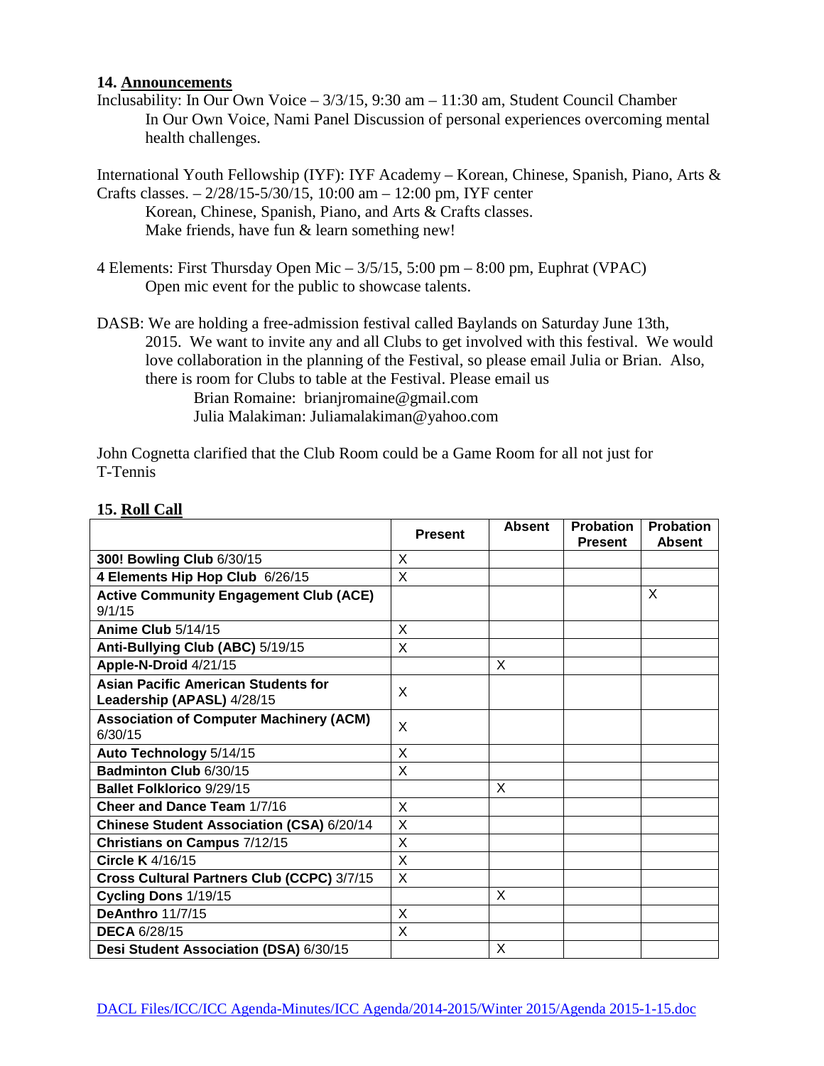**14. Announcements**

Inclusability: In Our Own Voice – 3/3/15, 9:30 am – 11:30 am, Student Council Chamber
In Our Own Voice, Nami Panel Discussion of personal experiences overcoming mental health challenges.

International Youth Fellowship (IYF): IYF Academy – Korean, Chinese, Spanish, Piano, Arts & Crafts classes. – 2/28/15-5/30/15, 10:00 am – 12:00 pm, IYF center
Korean, Chinese, Spanish, Piano, and Arts & Crafts classes.
Make friends, have fun & learn something new!

4 Elements: First Thursday Open Mic – 3/5/15, 5:00 pm – 8:00 pm, Euphrat (VPAC)
Open mic event for the public to showcase talents.

DASB: We are holding a free-admission festival called Baylands on Saturday June 13th, 2015. We want to invite any and all Clubs to get involved with this festival. We would love collaboration in the planning of the Festival, so please email Julia or Brian. Also, there is room for Clubs to table at the Festival. Please email us
Brian Romaine: brianjromaine@gmail.com
Julia Malakiman: Juliamalakiman@yahoo.com

John Cognetta clarified that the Club Room could be a Game Room for all not just for T-Tennis

**15. Roll Call**

| | Present | Absent | Probation Present | Probation Absent |
|---|---|---|---|---|
| **300! Bowling Club** 6/30/15 | X | | | |
| **4 Elements Hip Hop Club** 6/26/15 | X | | | |
| **Active Community Engagement Club (ACE)** 9/1/15 | | | | X |
| **Anime Club** 5/14/15 | X | | | |
| **Anti-Bullying Club (ABC)** 5/19/15 | X | | | |
| **Apple-N-Droid** 4/21/15 | | X | | |
| **Asian Pacific American Students for Leadership (APASL)** 4/28/15 | X | | | |
| **Association of Computer Machinery (ACM)** 6/30/15 | X | | | |
| **Auto Technology** 5/14/15 | X | | | |
| **Badminton Club** 6/30/15 | X | | | |
| **Ballet Folklorico** 9/29/15 | | X | | |
| **Cheer and Dance Team** 1/7/16 | X | | | |
| **Chinese Student Association (CSA)** 6/20/14 | X | | | |
| **Christians on Campus** 7/12/15 | X | | | |
| **Circle K** 4/16/15 | X | | | |
| **Cross Cultural Partners Club (CCPC)** 3/7/15 | X | | | |
| **Cycling Dons** 1/19/15 | | X | | |
| **DeAnthro** 11/7/15 | X | | | |
| **DECA** 6/28/15 | X | | | |
| **Desi Student Association (DSA)** 6/30/15 | | X | | |

DACL Files/ICC/ICC Agenda-Minutes/ICC Agenda/2014-2015/Winter 2015/Agenda 2015-1-15.doc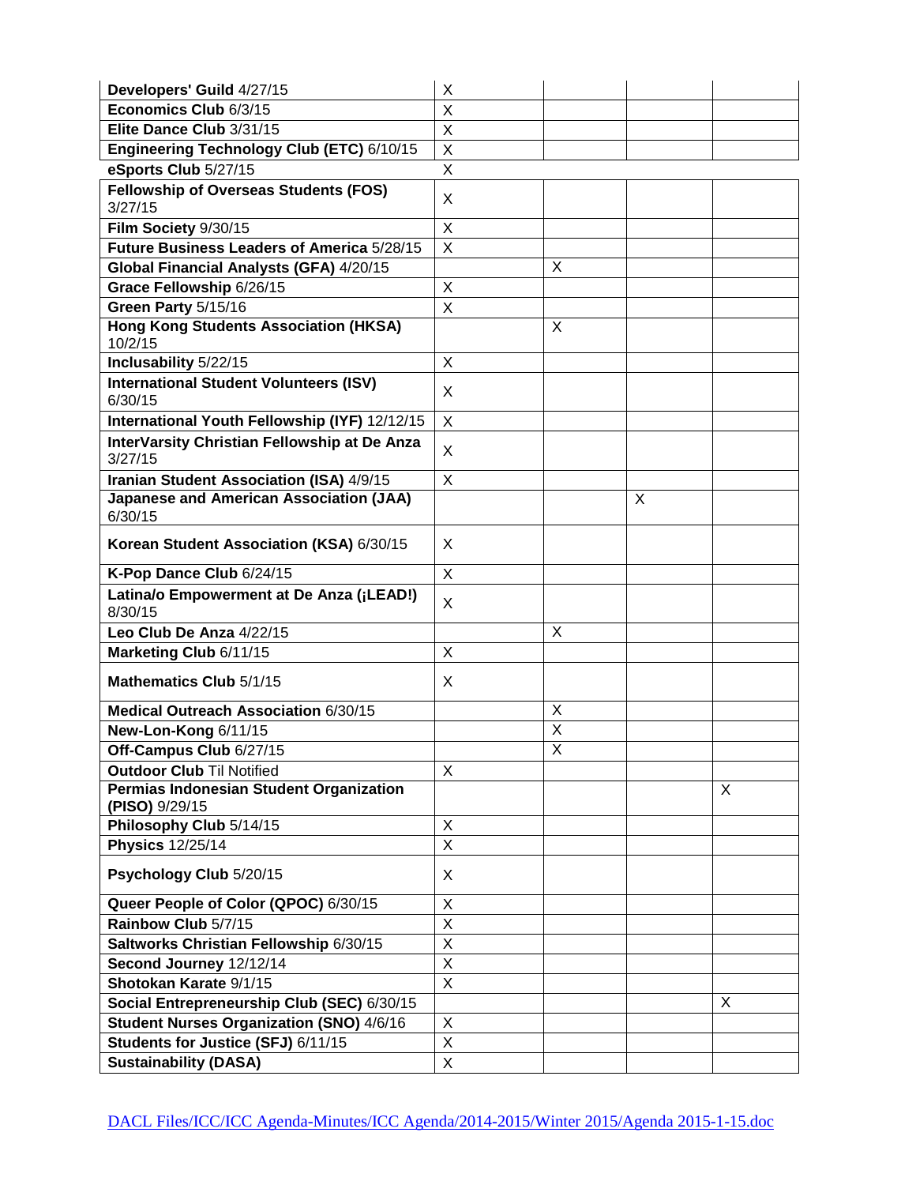| | | | | |
|---|---|---|---|---|
| **Developers' Guild** 4/27/15 | X | | | |
| **Economics Club** 6/3/15 | X | | | |
| **Elite Dance Club** 3/31/15 | X | | | |
| **Engineering Technology Club (ETC)** 6/10/15 | X | | | |
| **eSports Club** 5/27/15 | X | | | |
| **Fellowship of Overseas Students (FOS)** 3/27/15 | X | | | |
| **Film Society** 9/30/15 | X | | | |
| **Future Business Leaders of America** 5/28/15 | X | | | |
| **Global Financial Analysts (GFA)** 4/20/15 | | X | | |
| **Grace Fellowship** 6/26/15 | X | | | |
| **Green Party** 5/15/16 | X | | | |
| **Hong Kong Students Association (HKSA)** 10/2/15 | | X | | |
| **Inclusability** 5/22/15 | X | | | |
| **International Student Volunteers (ISV)** 6/30/15 | X | | | |
| **International Youth Fellowship (IYF)** 12/12/15 | X | | | |
| **InterVarsity Christian Fellowship at De Anza** 3/27/15 | X | | | |
| **Iranian Student Association (ISA)** 4/9/15 | X | | | |
| **Japanese and American Association (JAA)** 6/30/15 | | | X | |
| **Korean Student Association (KSA)** 6/30/15 | X | | | |
| **K-Pop Dance Club** 6/24/15 | X | | | |
| **Latina/o Empowerment at De Anza (¡LEAD!)** 8/30/15 | X | | | |
| **Leo Club De Anza** 4/22/15 | | X | | |
| **Marketing Club** 6/11/15 | X | | | |
| **Mathematics Club** 5/1/15 | X | | | |
| **Medical Outreach Association** 6/30/15 | | X | | |
| **New-Lon-Kong** 6/11/15 | | X | | |
| **Off-Campus Club** 6/27/15 | | X | | |
| **Outdoor Club** Til Notified | X | | | |
| **Permias Indonesian Student Organization (PISO)** 9/29/15 | | | | X |
| **Philosophy Club** 5/14/15 | X | | | |
| **Physics** 12/25/14 | X | | | |
| **Psychology Club** 5/20/15 | X | | | |
| **Queer People of Color (QPOC)** 6/30/15 | X | | | |
| **Rainbow Club** 5/7/15 | X | | | |
| **Saltworks Christian Fellowship** 6/30/15 | X | | | |
| **Second Journey** 12/12/14 | X | | | |
| **Shotokan Karate** 9/1/15 | X | | | |
| **Social Entrepreneurship Club (SEC)** 6/30/15 | | | | X |
| **Student Nurses Organization (SNO)** 4/6/16 | X | | | |
| **Students for Justice (SFJ)** 6/11/15 | X | | | |
| **Sustainability (DASA)** | X | | | |

DACL Files/ICC/ICC Agenda-Minutes/ICC Agenda/2014-2015/Winter 2015/Agenda 2015-1-15.doc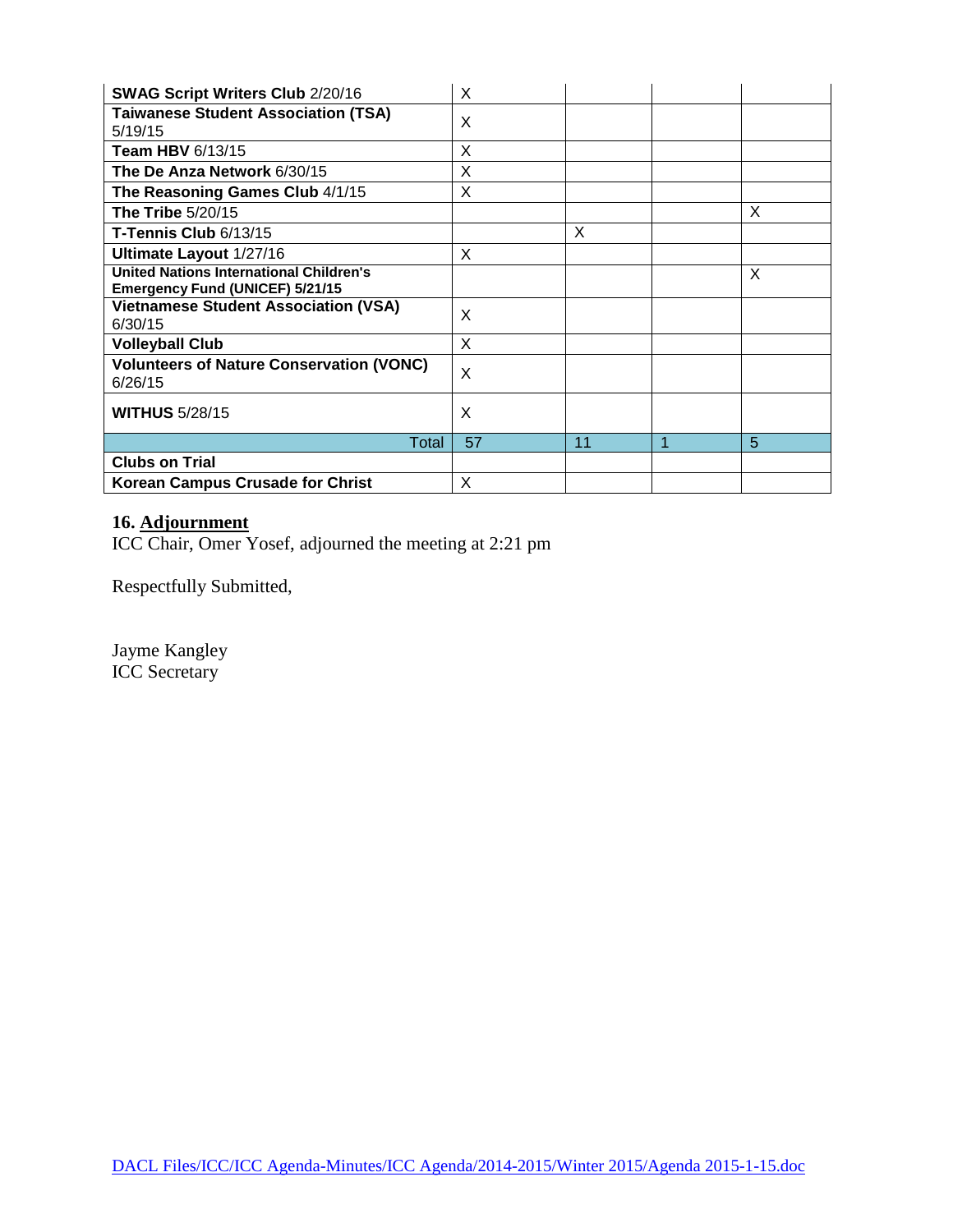| | | | | |
|---|---|---|---|---|
| **SWAG Script Writers Club** 2/20/16 | X | | | |
| **Taiwanese Student Association (TSA)** 5/19/15 | X | | | |
| **Team HBV** 6/13/15 | X | | | |
| **The De Anza Network** 6/30/15 | X | | | |
| **The Reasoning Games Club** 4/1/15 | X | | | |
| **The Tribe** 5/20/15 | | | | X |
| **T-Tennis Club** 6/13/15 | | X | | |
| **Ultimate Layout** 1/27/16 | X | | | |
| **United Nations International Children's Emergency Fund (UNICEF) 5/21/15** | | | | X |
| **Vietnamese Student Association (VSA)** 6/30/15 | X | | | |
| **Volleyball Club** | X | | | |
| **Volunteers of Nature Conservation (VONC)** 6/26/15 | X | | | |
| **WITHUS** 5/28/15 | X | | | |
| Total | 57 | 11 | 1 | 5 |
| **Clubs on Trial** | | | | |
| **Korean Campus Crusade for Christ** | X | | | |

**16. Adjournment**

ICC Chair, Omer Yosef, adjourned the meeting at 2:21 pm

Respectfully Submitted,

Jayme Kangley
ICC Secretary

DACL Files/ICC/ICC Agenda-Minutes/ICC Agenda/2014-2015/Winter 2015/Agenda 2015-1-15.doc